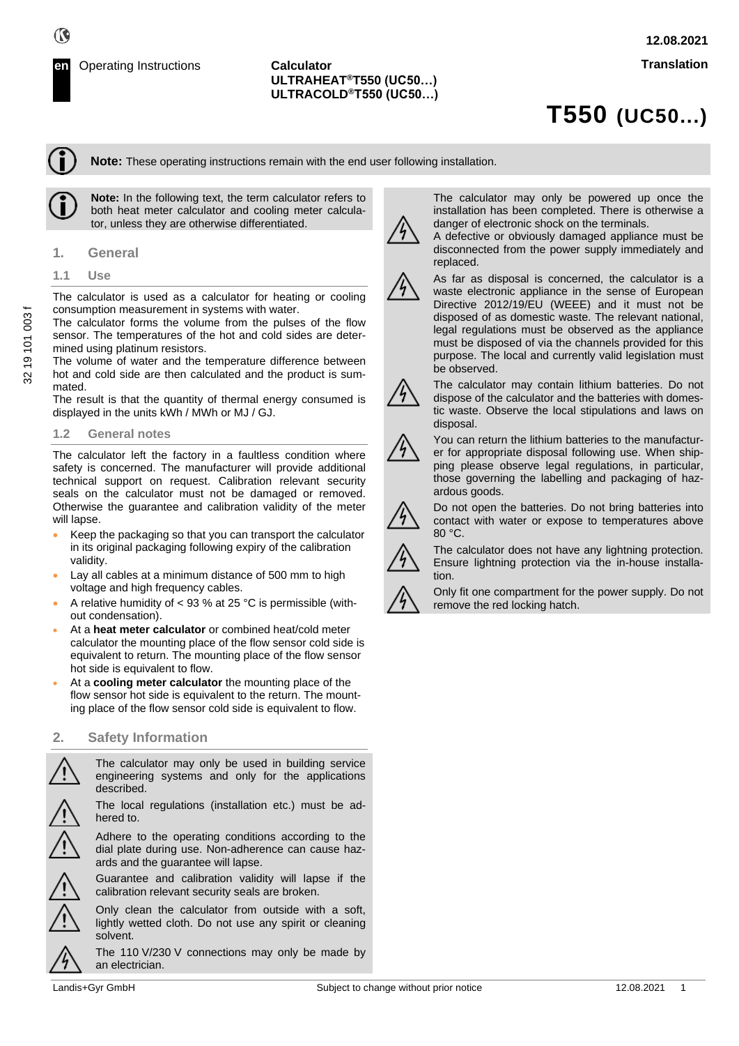en Operating Instructions

**Calculator**
**ULTRAHEAT®T550 (UC50…)**
**ULTRACOLD®T550 (UC50…)**

12.08.2021

Translation

# T550 (UC50…)

**Note:** These operating instructions remain with the end user following installation.

**Note:** In the following text, the term calculator refers to both heat meter calculator and cooling meter calculator, unless they are otherwise differentiated.

## 1. General

### 1.1 Use

The calculator is used as a calculator for heating or cooling consumption measurement in systems with water.
The calculator forms the volume from the pulses of the flow sensor. The temperatures of the hot and cold sides are determined using platinum resistors.
The volume of water and the temperature difference between hot and cold side are then calculated and the product is summated.
The result is that the quantity of thermal energy consumed is displayed in the units kWh / MWh or MJ / GJ.

### 1.2 General notes

The calculator left the factory in a faultless condition where safety is concerned. The manufacturer will provide additional technical support on request. Calibration relevant security seals on the calculator must not be damaged or removed. Otherwise the guarantee and calibration validity of the meter will lapse.

- Keep the packaging so that you can transport the calculator in its original packaging following expiry of the calibration validity.
- Lay all cables at a minimum distance of 500 mm to high voltage and high frequency cables.
- A relative humidity of < 93 % at 25 °C is permissible (without condensation).
- At a **heat meter calculator** or combined heat/cold meter calculator the mounting place of the flow sensor cold side is equivalent to return. The mounting place of the flow sensor hot side is equivalent to flow.
- At a **cooling meter calculator** the mounting place of the flow sensor hot side is equivalent to the return. The mounting place of the flow sensor cold side is equivalent to flow.

## 2. Safety Information

The calculator may only be used in building service engineering systems and only for the applications described.

The local regulations (installation etc.) must be adhered to.

Adhere to the operating conditions according to the dial plate during use. Non-adherence can cause hazards and the guarantee will lapse.

Guarantee and calibration validity will lapse if the calibration relevant security seals are broken.

Only clean the calculator from outside with a soft, lightly wetted cloth. Do not use any spirit or cleaning solvent.

The 110 V/230 V connections may only be made by an electrician.

The calculator may only be powered up once the installation has been completed. There is otherwise a danger of electronic shock on the terminals.
A defective or obviously damaged appliance must be disconnected from the power supply immediately and replaced.

As far as disposal is concerned, the calculator is a waste electronic appliance in the sense of European Directive 2012/19/EU (WEEE) and it must not be disposed of as domestic waste. The relevant national, legal regulations must be observed as the appliance must be disposed of via the channels provided for this purpose. The local and currently valid legislation must be observed.

The calculator may contain lithium batteries. Do not dispose of the calculator and the batteries with domestic waste. Observe the local stipulations and laws on disposal.

You can return the lithium batteries to the manufacturer for appropriate disposal following use. When shipping please observe legal regulations, in particular, those governing the labelling and packaging of hazardous goods.

Do not open the batteries. Do not bring batteries into contact with water or expose to temperatures above 80 °C.

The calculator does not have any lightning protection. Ensure lightning protection via the in-house installation.

Only fit one compartment for the power supply. Do not remove the red locking hatch.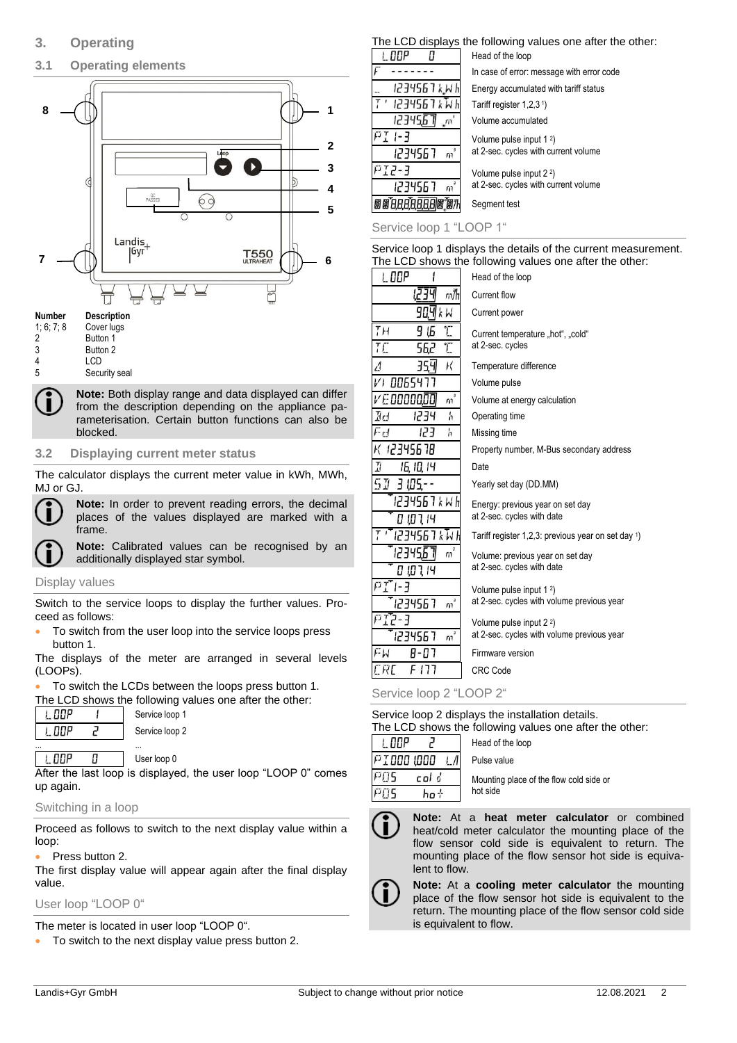## 3. Operating

### 3.1 Operating elements

| Number | Description |
|---|---|
| 1; 6; 7; 8 | Cover lugs |
| 2 | Button 1 |
| 3 | Button 2 |
| 4 | LCD |
| 5 | Security seal |

**Note:** Both display range and data displayed can differ from the description depending on the appliance parameterisation. Certain button functions can also be blocked.

### 3.2 Displaying current meter status

The calculator displays the current meter value in kWh, MWh, MJ or GJ.

**Note:** In order to prevent reading errors, the decimal places of the values displayed are marked with a frame.

**Note:** Calibrated values can be recognised by an additionally displayed star symbol.

#### Display values

Switch to the service loops to display the further values. Proceed as follows:

- To switch from the user loop into the service loops press button 1.

The displays of the meter are arranged in several levels (LOOPs).

- To switch the LCDs between the loops press button 1.

The LCD shows the following values one after the other:

| LCD | Description |
|---|---|
| LOOP 1 | Service loop 1 |
| LOOP 2 | Service loop 2 |
| ... | ... |
| LOOP 0 | User loop 0 |

After the last loop is displayed, the user loop "LOOP 0" comes up again.

#### Switching in a loop

Proceed as follows to switch to the next display value within a loop:

- Press button 2.

The first display value will appear again after the final display value.

#### User loop "LOOP 0"

The meter is located in user loop "LOOP 0".

- To switch to the next display value press button 2.

The LCD displays the following values one after the other:

| LCD | Description |
|---|---|
| LOOP 0 | Head of the loop |
| F ------- | In case of error: message with error code |
| 1234567 kWh | Energy accumulated with tariff status |
| T' 1234567 kWh | Tariff register 1,2,3 [1] |
| 1234567 m³ | Volume accumulated |
| PI 1-3 / 1234567 m³ | Volume pulse input 1 [2] at 2-sec. cycles with current volume |
| PI 2-3 / 1234567 m³ | Volume pulse input 2 [2] at 2-sec. cycles with current volume |
| 88888888888 | Segment test |

#### Service loop 1 "LOOP 1"

Service loop 1 displays the details of the current measurement. The LCD shows the following values one after the other:

| LCD | Description |
|---|---|
| LOOP 1 | Head of the loop |
| 1.234 m³/h | Current flow |
| 90.9 kW | Current power |
| TH 91.6 °C / TC 56.2 °C | Current temperature „hot", „cold" at 2-sec. cycles |
| Δ 35.4 K | Temperature difference |
| VI 0065477 | Volume pulse |
| VE 0000000 m³ | Volume at energy calculation |
| Od 1234 h | Operating time |
| Fd 123 h | Missing time |
| K 12345678 | Property number, M-Bus secondary address |
| D 16.10.14 | Date |
| SD 31.05.-- | Yearly set day (DD.MM) |
| 1234567 kWh / 01.07.14 | Energy: previous year on set day at 2-sec. cycles with date |
| T' 1234567 kWh | Tariff register 1,2,3: previous year on set day [1] |
| 1234567 m³ / 01.07.14 | Volume: previous year on set day at 2-sec. cycles with date |
| PI 1-3 / 1234567 m³ | Volume pulse input 1 [2] at 2-sec. cycles with volume previous year |
| PI 2-3 / 1234567 m³ | Volume pulse input 2 [2] at 2-sec. cycles with volume previous year |
| FW 8-07 | Firmware version |
| CRC F177 | CRC Code |

#### Service loop 2 "LOOP 2"

Service loop 2 displays the installation details. The LCD shows the following values one after the other:

| LCD | Description |
|---|---|
| LOOP 2 | Head of the loop |
| PI 000.1000 L/I | Pulse value |
| POS cold / POS hot | Mounting place of the flow cold side or hot side |

**Note:** At a **heat meter calculator** or combined heat/cold meter calculator the mounting place of the flow sensor cold side is equivalent to return. The mounting place of the flow sensor hot side is equivalent to flow.

**Note:** At a **cooling meter calculator** the mounting place of the flow sensor hot side is equivalent to the return. The mounting place of the flow sensor cold side is equivalent to flow.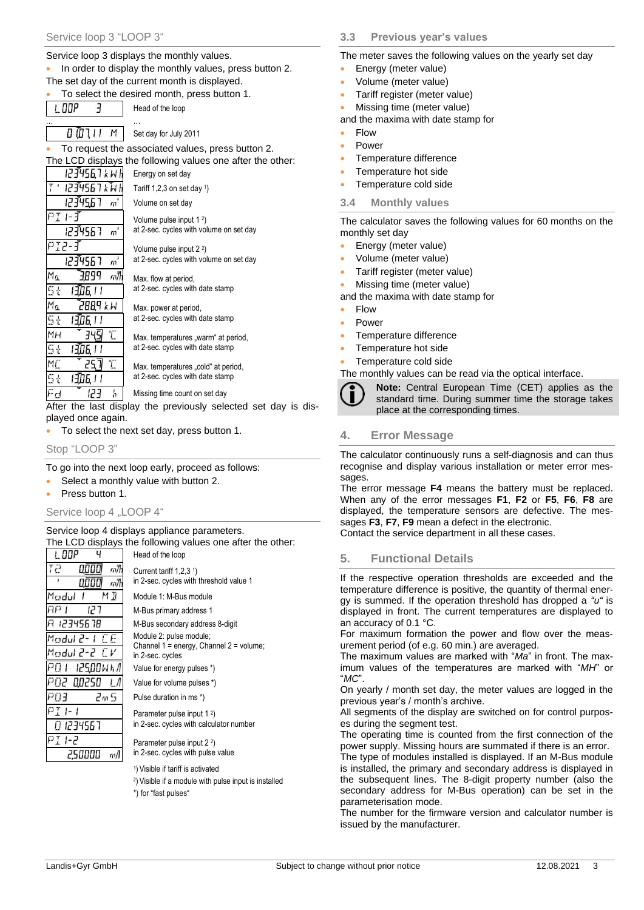## Service loop 3 "LOOP 3"

Service loop 3 displays the monthly values.

- In order to display the monthly values, press button 2.

The set day of the current month is displayed.

- To select the desired month, press button 1.

| LCD | Description |
|---|---|
| LOOP 3 | Head of the loop |
| ... | ... |
| 01.07.11 M | Set day for July 2011 |

- To request the associated values, press button 2.

The LCD displays the following values one after the other:

| LCD | Description |
|---|---|
| 123456.7 kWh | Energy on set day |
| T 1234567 kWh | Tariff 1,2,3 on set day [1]) |
| 123456.7 m³ | Volume on set day |
| PI 1-3 / 1234567 m³ | Volume pulse input 1 [2]) at 2-sec. cycles with volume on set day |
| PI 2-3 / 1234567 m³ | Volume pulse input 2 [2]) at 2-sec. cycles with volume on set day |
| Ma 3.899 m³/h / St 13.06.11 | Max. flow at period, at 2-sec. cycles with date stamp |
| Ma 288.9 kW / St 13.06.11 | Max. power at period, at 2-sec. cycles with date stamp |
| MH 34.5 °C / St 13.06.11 | Max. temperatures „warm" at period, at 2-sec. cycles with date stamp |
| MC 25.7 °C / St 13.06.11 | Max. temperatures „cold" at period, at 2-sec. cycles with date stamp |
| Fd 123 h | Missing time count on set day |

After the last display the previously selected set day is displayed once again.

- To select the next set day, press button 1.

### Stop "LOOP 3"

To go into the next loop early, proceed as follows:

- Select a monthly value with button 2.
- Press button 1.

## Service loop 4 „LOOP 4"

Service loop 4 displays appliance parameters.
The LCD displays the following values one after the other:

| LCD | Description |
|---|---|
| LOOP 4 | Head of the loop |
| T2 0.000 m³/h / 0.000 m³/h | Current tariff 1,2,3 [1]) in 2-sec. cycles with threshold value 1 |
| Modul 1 MB | Module 1: M-Bus module |
| AP 1 127 | M-Bus primary address 1 |
| A 12345678 | M-Bus secondary address 8-digit |
| Modul 2-1 CE / Modul 2-2 CV | Module 2: pulse module; Channel 1 = energy, Channel 2 = volume; in 2-sec. cycles |
| P01 125.00 Wh/I | Value for energy pulses *) |
| P02 0.0250 L/I | Value for volume pulses *) |
| P03 2 ms | Pulse duration in ms *) |
| PI 1-1 / 01234567 | Parameter pulse input 1 [2]) in 2-sec. cycles with calculator number |
| PI 1-2 / 2.50000 m³/I | Parameter pulse input 2 [2]) in 2-sec. cycles with pulse value |

[1]) Visible if tariff is activated
[2]) Visible if a module with pulse input is installed
*) for "fast pulses"

## 3.3 Previous year's values

The meter saves the following values on the yearly set day

- Energy (meter value)
- Volume (meter value)
- Tariff register (meter value)
- Missing time (meter value)

and the maxima with date stamp for

- Flow
- Power
- Temperature difference
- Temperature hot side
- Temperature cold side

## 3.4 Monthly values

The calculator saves the following values for 60 months on the monthly set day

- Energy (meter value)
- Volume (meter value)
- Tariff register (meter value)
- Missing time (meter value)

and the maxima with date stamp for

- Flow
- Power
- Temperature difference
- Temperature hot side
- Temperature cold side

The monthly values can be read via the optical interface.

**Note:** Central European Time (CET) applies as the standard time. During summer time the storage takes place at the corresponding times.

# 4. Error Message

The calculator continuously runs a self-diagnosis and can thus recognise and display various installation or meter error messages.
The error message **F4** means the battery must be replaced. When any of the error messages **F1**, **F2** or **F5**, **F6**, **F8** are displayed, the temperature sensors are defective. The messages **F3**, **F7**, **F9** mean a defect in the electronic.
Contact the service department in all these cases.

# 5. Functional Details

If the respective operation thresholds are exceeded and the temperature difference is positive, the quantity of thermal energy is summed. If the operation threshold has dropped a *"u"* is displayed in front. The current temperatures are displayed to an accuracy of 0.1 °C.
For maximum formation the power and flow over the measurement period (of e.g. 60 min.) are averaged.
The maximum values are marked with "*Ma*" in front. The maximum values of the temperatures are marked with "*MH*" or "*MC*".
On yearly / month set day, the meter values are logged in the previous year's / month's archive.
All segments of the display are switched on for control purposes during the segment test.
The operating time is counted from the first connection of the power supply. Missing hours are summated if there is an error.
The type of modules installed is displayed. If an M-Bus module is installed, the primary and secondary address is displayed in the subsequent lines. The 8-digit property number (also the secondary address for M-Bus operation) can be set in the parameterisation mode.
The number for the firmware version and calculator number is issued by the manufacturer.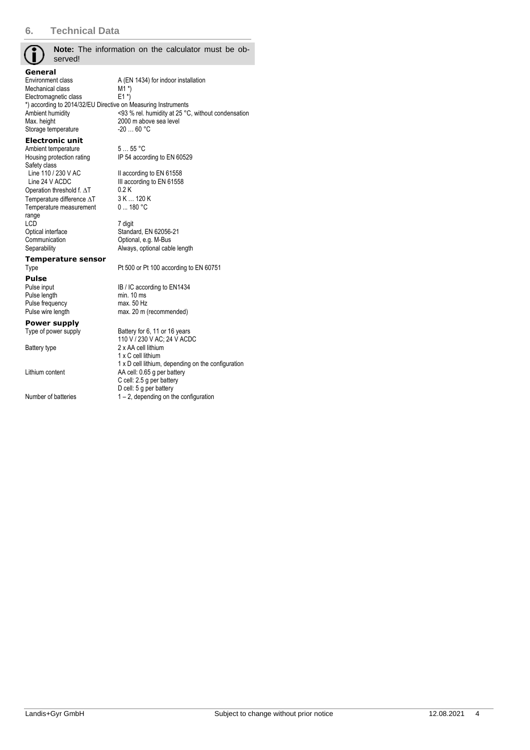## 6. Technical Data

**Note:** The information on the calculator must be observed!

### General

| | |
|---|---|
| Environment class | A (EN 1434) for indoor installation |
| Mechanical class | M1 *) |
| Electromagnetic class | E1 *) |

*) according to 2014/32/EU Directive on Measuring Instruments

| | |
|---|---|
| Ambient humidity | <93 % rel. humidity at 25 °C, without condensation |
| Max. height | 2000 m above sea level |
| Storage temperature | -20 … 60 °C |

### Electronic unit

| | |
|---|---|
| Ambient temperature | 5 … 55 °C |
| Housing protection rating | IP 54 according to EN 60529 |
| Safety class | |
| Line 110 / 230 V AC | II according to EN 61558 |
| Line 24 V ACDC | III according to EN 61558 |
| Operation threshold f. $\Delta T$ | 0.2 K |
| Temperature difference $\Delta T$ | 3 K … 120 K |
| Temperature measurement range | 0 ... 180 °C |
| LCD | 7 digit |
| Optical interface | Standard, EN 62056-21 |
| Communication | Optional, e.g. M-Bus |
| Separability | Always, optional cable length |

### Temperature sensor

| | |
|---|---|
| Type | Pt 500 or Pt 100 according to EN 60751 |

### Pulse

| | |
|---|---|
| Pulse input | IB / IC according to EN1434 |
| Pulse length | min. 10 ms |
| Pulse frequency | max. 50 Hz |
| Pulse wire length | max. 20 m (recommended) |

### Power supply

| | |
|---|---|
| Type of power supply | Battery for 6, 11 or 16 years<br>110 V / 230 V AC; 24 V ACDC |
| Battery type | 2 x AA cell lithium<br>1 x C cell lithium<br>1 x D cell lithium, depending on the configuration |
| Lithium content | AA cell: 0.65 g per battery<br>C cell: 2.5 g per battery<br>D cell: 5 g per battery |
| Number of batteries | 1 – 2, depending on the configuration |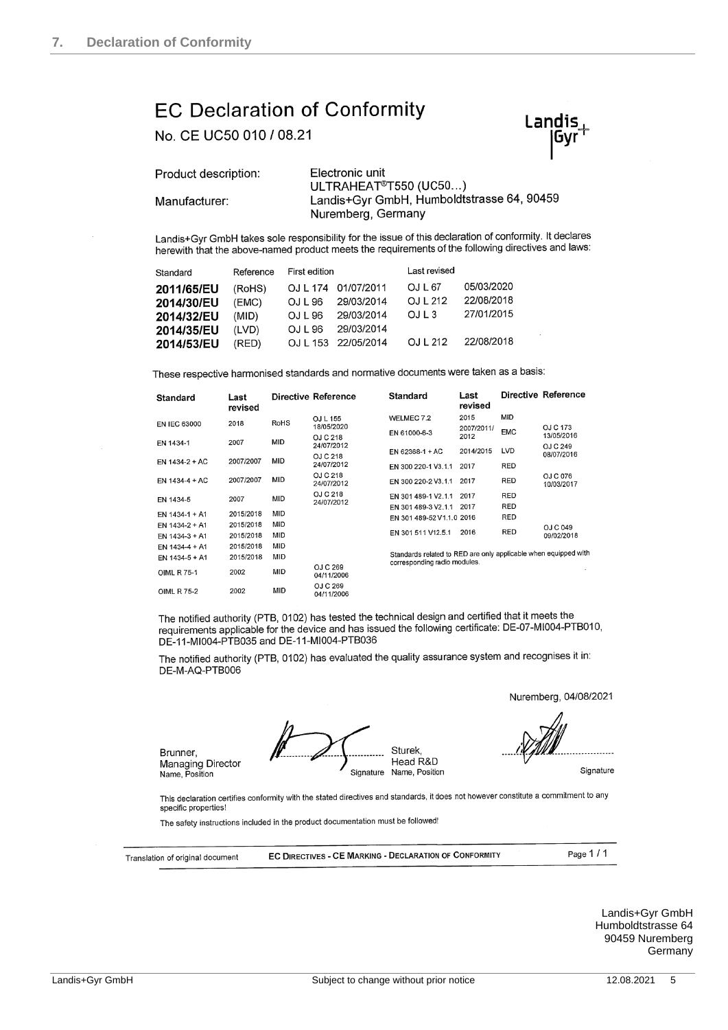## 7. Declaration of Conformity

# EC Declaration of Conformity

No. CE UC50 010 / 08.21

Landis+Gyr

| | |
|---|---|
| Product description: | Electronic unit ULTRAHEAT®T550 (UC50…) |
| Manufacturer: | Landis+Gyr GmbH, Humboldtstrasse 64, 90459 Nuremberg, Germany |

Landis+Gyr GmbH takes sole responsibility for the issue of this declaration of conformity. It declares herewith that the above-named product meets the requirements of the following directives and laws:

| Standard | Reference | First edition | | Last revised | |
|---|---|---|---|---|---|
| **2011/65/EU** | (RoHS) | OJ L 174 | 01/07/2011 | OJ L 67 | 05/03/2020 |
| **2014/30/EU** | (EMC) | OJ L 96 | 29/03/2014 | OJ L 212 | 22/08/2018 |
| **2014/32/EU** | (MID) | OJ L 96 | 29/03/2014 | OJ L 3 | 27/01/2015 |
| **2014/35/EU** | (LVD) | OJ L 96 | 29/03/2014 | | |
| **2014/53/EU** | (RED) | OJ L 153 | 22/05/2014 | OJ L 212 | 22/08/2018 |

These respective harmonised standards and normative documents were taken as a basis:

| Standard | Last revised | Directive | Reference |
|---|---|---|---|
| EN IEC 63000 | 2018 | RoHS | OJ L 155 18/05/2020 |
| EN 1434-1 | 2007 | MID | OJ C 218 24/07/2012 |
| EN 1434-2 + AC | 2007/2007 | MID | OJ C 218 24/07/2012 |
| EN 1434-4 + AC | 2007/2007 | MID | OJ C 218 24/07/2012 |
| EN 1434-5 | 2007 | MID | OJ C 218 24/07/2012 |
| EN 1434-1 + A1 | 2015/2018 | MID | |
| EN 1434-2 + A1 | 2015/2018 | MID | |
| EN 1434-3 + A1 | 2015/2018 | MID | |
| EN 1434-4 + A1 | 2015/2018 | MID | |
| EN 1434-5 + A1 | 2015/2018 | MID | |
| OIML R 75-1 | 2002 | MID | OJ C 269 04/11/2006 |
| OIML R 75-2 | 2002 | MID | OJ C 269 04/11/2006 |

| Standard | Last revised | Directive | Reference |
|---|---|---|---|
| WELMEC 7.2 | 2015 | MID | |
| EN 61000-6-3 | 2007/2011/ 2012 | EMC | OJ C 173 13/05/2016 |
| EN 62368-1 + AC | 2014/2015 | LVD | OJ C 249 08/07/2016 |
| EN 300 220-1 V3.1.1 | 2017 | RED | |
| EN 300 220-2 V3.1.1 | 2017 | RED | OJ C 076 10/03/2017 |
| EN 301 489-1 V2.1.1 | 2017 | RED | |
| EN 301 489-3 V2.1.1 | 2017 | RED | |
| EN 301 489-52 V1.1.0 | 2016 | RED | |
| EN 301 511 V12.5.1 | 2016 | RED | OJ C 049 09/02/2018 |

Standards related to RED are only applicable when equipped with corresponding radio modules.

The notified authority (PTB, 0102) has tested the technical design and certified that it meets the requirements applicable for the device and has issued the following certificate: DE-07-MI004-PTB010, DE-11-MI004-PTB035 and DE-11-MI004-PTB036

The notified authority (PTB, 0102) has evaluated the quality assurance system and recognises it in: DE-M-AQ-PTB006

Nuremberg, 04/08/2021

| | | | |
|---|---|---|---|
| Brunner, Managing Director | Signature | Sturek, Head R&D | Signature |
| Name, Position | | Name, Position | |

This declaration certifies conformity with the stated directives and standards, it does not however constitute a commitment to any specific properties!

The safety instructions included in the product documentation must be followed!

Translation of original document — EC DIRECTIVES - CE MARKING - DECLARATION OF CONFORMITY — Page 1 / 1

Landis+Gyr GmbH
Humboldtstrasse 64
90459 Nuremberg
Germany